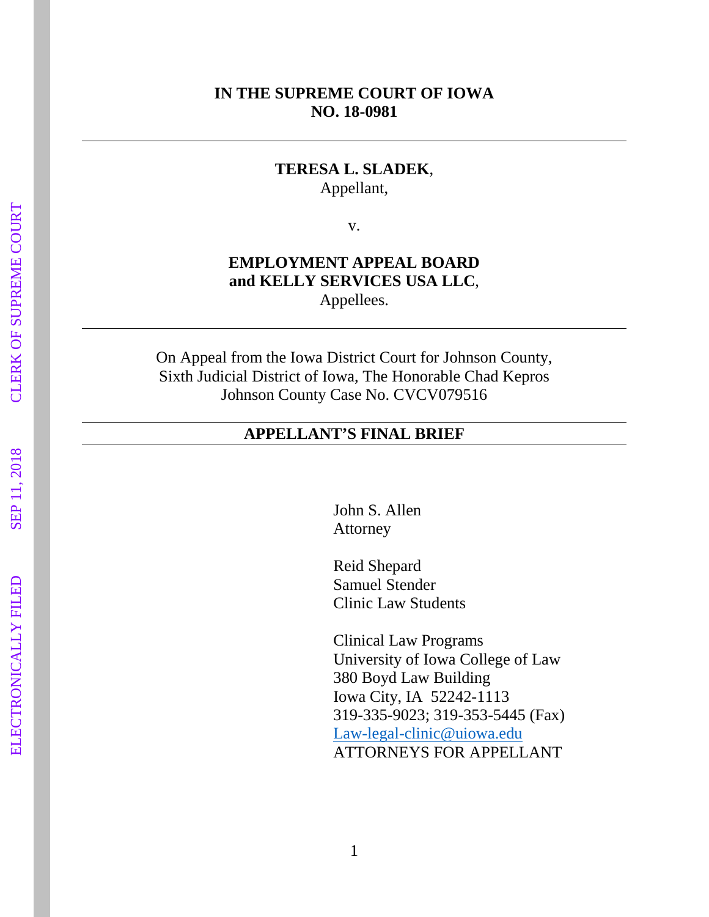**IN THE SUPREME COURT OF IOWA**
**NO. 18-0981**

---

**TERESA L. SLADEK**,
Appellant,

v.

**EMPLOYMENT APPEAL BOARD**
**and KELLY SERVICES USA LLC**,
Appellees.

---

On Appeal from the Iowa District Court for Johnson County,
Sixth Judicial District of Iowa, The Honorable Chad Kepros
Johnson County Case No. CVCV079516

---

**APPELLANT'S FINAL BRIEF**

---

John S. Allen
Attorney

Reid Shepard
Samuel Stender
Clinic Law Students

Clinical Law Programs
University of Iowa College of Law
380 Boyd Law Building
Iowa City, IA 52242-1113
319-335-9023; 319-353-5445 (Fax)
Law-legal-clinic@uiowa.edu
ATTORNEYS FOR APPELLANT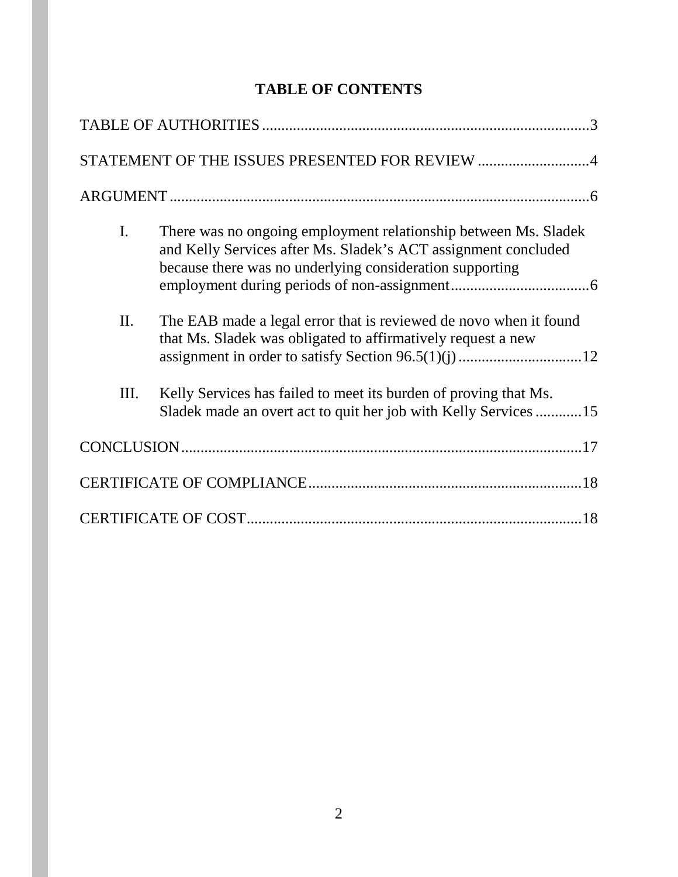# TABLE OF CONTENTS

TABLE OF AUTHORITIES .......................................................................................3

STATEMENT OF THE ISSUES PRESENTED FOR REVIEW ............................4

ARGUMENT ...........................................................................................................6

I. There was no ongoing employment relationship between Ms. Sladek and Kelly Services after Ms. Sladek's ACT assignment concluded because there was no underlying consideration supporting employment during periods of non-assignment....................................6

II. The EAB made a legal error that is reviewed de novo when it found that Ms. Sladek was obligated to affirmatively request a new assignment in order to satisfy Section 96.5(1)(j) ................................12

III. Kelly Services has failed to meet its burden of proving that Ms. Sladek made an overt act to quit her job with Kelly Services ............15

CONCLUSION.......................................................................................................17

CERTIFICATE OF COMPLIANCE......................................................................18

CERTIFICATE OF COST......................................................................................18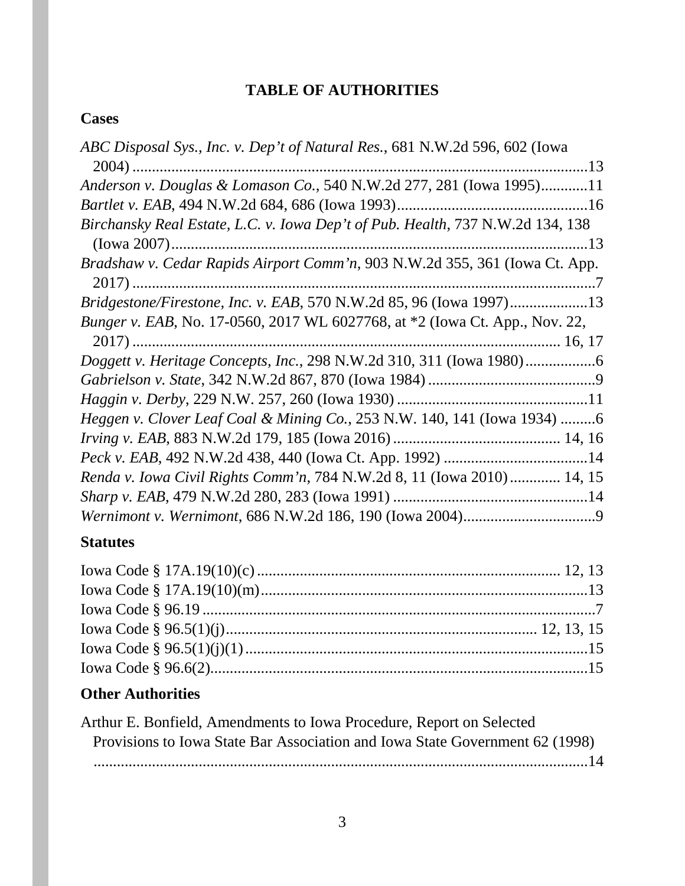# TABLE OF AUTHORITIES

## Cases

*ABC Disposal Sys., Inc. v. Dep't of Natural Res.*, 681 N.W.2d 596, 602 (Iowa 2004) ....................................................................................................................13

*Anderson v. Douglas & Lomason Co.*, 540 N.W.2d 277, 281 (Iowa 1995)............11

*Bartlet v. EAB*, 494 N.W.2d 684, 686 (Iowa 1993)................................................16

*Birchansky Real Estate, L.C. v. Iowa Dep't of Pub. Health*, 737 N.W.2d 134, 138 (Iowa 2007)...........................................................................................................13

*Bradshaw v. Cedar Rapids Airport Comm'n*, 903 N.W.2d 355, 361 (Iowa Ct. App. 2017) ......................................................................................................................7

*Bridgestone/Firestone, Inc. v. EAB*, 570 N.W.2d 85, 96 (Iowa 1997)....................13

*Bunger v. EAB*, No. 17-0560, 2017 WL 6027768, at *2 (Iowa Ct. App., Nov. 22, 2017) ............................................................................................................ 16, 17

*Doggett v. Heritage Concepts, Inc.*, 298 N.W.2d 310, 311 (Iowa 1980)..................6

*Gabrielson v. State*, 342 N.W.2d 867, 870 (Iowa 1984) ...........................................9

*Haggin v. Derby*, 229 N.W. 257, 260 (Iowa 1930) ................................................11

*Heggen v. Clover Leaf Coal & Mining Co.*, 253 N.W. 140, 141 (Iowa 1934) .........6

*Irving v. EAB*, 883 N.W.2d 179, 185 (Iowa 2016) .......................................... 14, 16

*Peck v. EAB*, 492 N.W.2d 438, 440 (Iowa Ct. App. 1992) .....................................14

*Renda v. Iowa Civil Rights Comm'n*, 784 N.W.2d 8, 11 (Iowa 2010)............. 14, 15

*Sharp v. EAB*, 479 N.W.2d 280, 283 (Iowa 1991) .................................................14

*Wernimont v. Wernimont*, 686 N.W.2d 186, 190 (Iowa 2004)..................................9

## Statutes

Iowa Code § 17A.19(10)(c) ......................................................................... 12, 13

Iowa Code § 17A.19(10)(m)...................................................................................13

Iowa Code § 96.19 ....................................................................................................7

Iowa Code § 96.5(1)(j)............................................................................. 12, 13, 15

Iowa Code § 96.5(1)(j)(1) .......................................................................................15

Iowa Code § 96.6(2)................................................................................................15

## Other Authorities

Arthur E. Bonfield, Amendments to Iowa Procedure, Report on Selected Provisions to Iowa State Bar Association and Iowa State Government 62 (1998) ..............................................................................................................................14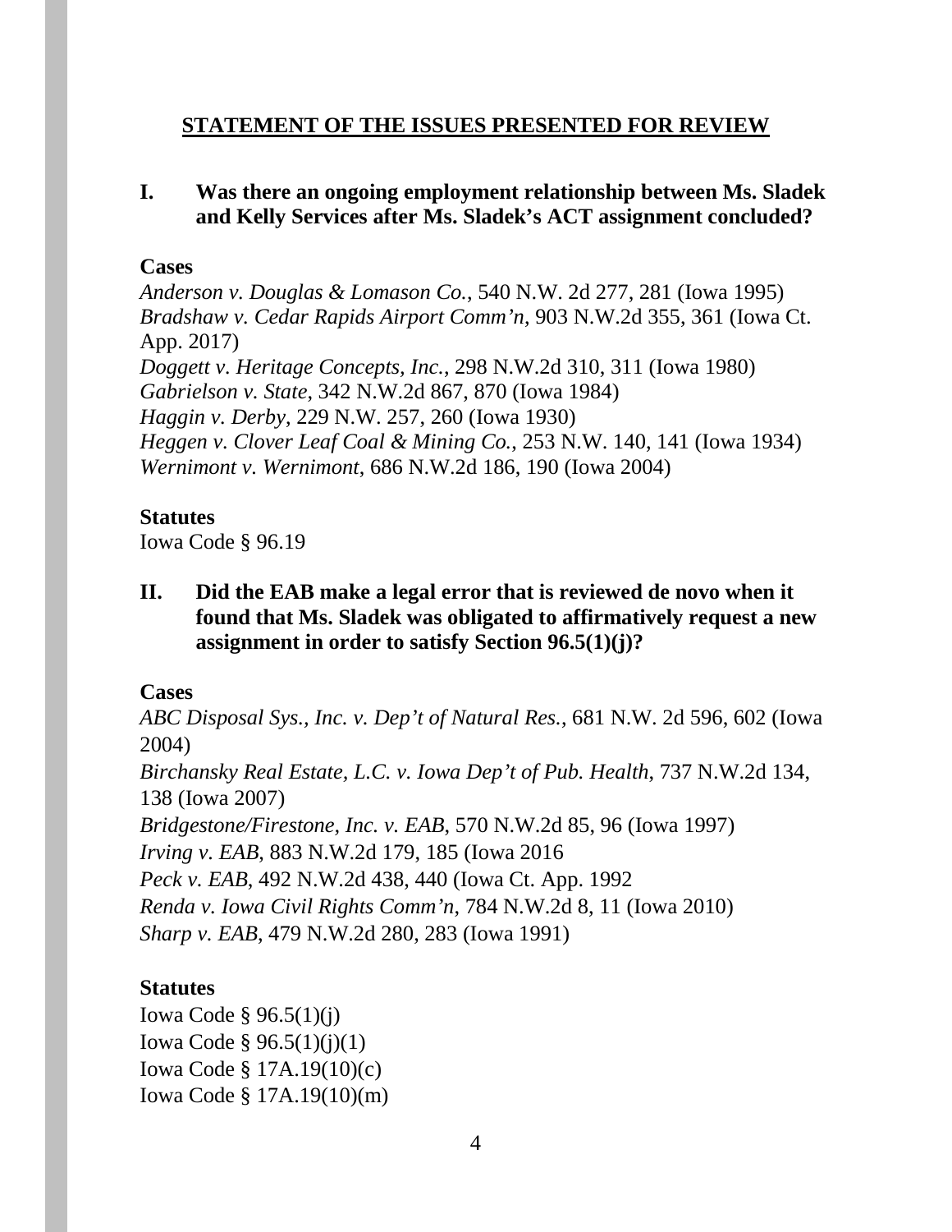## STATEMENT OF THE ISSUES PRESENTED FOR REVIEW

**I. Was there an ongoing employment relationship between Ms. Sladek and Kelly Services after Ms. Sladek's ACT assignment concluded?**

**Cases**

*Anderson v. Douglas & Lomason Co.*, 540 N.W. 2d 277, 281 (Iowa 1995)
*Bradshaw v. Cedar Rapids Airport Comm'n*, 903 N.W.2d 355, 361 (Iowa Ct. App. 2017)
*Doggett v. Heritage Concepts, Inc.*, 298 N.W.2d 310, 311 (Iowa 1980)
*Gabrielson v. State*, 342 N.W.2d 867, 870 (Iowa 1984)
*Haggin v. Derby*, 229 N.W. 257, 260 (Iowa 1930)
*Heggen v. Clover Leaf Coal & Mining Co.*, 253 N.W. 140, 141 (Iowa 1934)
*Wernimont v. Wernimont*, 686 N.W.2d 186, 190 (Iowa 2004)

**Statutes**

Iowa Code § 96.19

**II. Did the EAB make a legal error that is reviewed de novo when it found that Ms. Sladek was obligated to affirmatively request a new assignment in order to satisfy Section 96.5(1)(j)?**

**Cases**

*ABC Disposal Sys., Inc. v. Dep't of Natural Res.*, 681 N.W. 2d 596, 602 (Iowa 2004)
*Birchansky Real Estate, L.C. v. Iowa Dep't of Pub. Health*, 737 N.W.2d 134, 138 (Iowa 2007)
*Bridgestone/Firestone, Inc. v. EAB*, 570 N.W.2d 85, 96 (Iowa 1997)
*Irving v. EAB*, 883 N.W.2d 179, 185 (Iowa 2016
*Peck v. EAB*, 492 N.W.2d 438, 440 (Iowa Ct. App. 1992
*Renda v. Iowa Civil Rights Comm'n*, 784 N.W.2d 8, 11 (Iowa 2010)
*Sharp v. EAB*, 479 N.W.2d 280, 283 (Iowa 1991)

**Statutes**

Iowa Code § 96.5(1)(j)
Iowa Code § 96.5(1)(j)(1)
Iowa Code § 17A.19(10)(c)
Iowa Code § 17A.19(10)(m)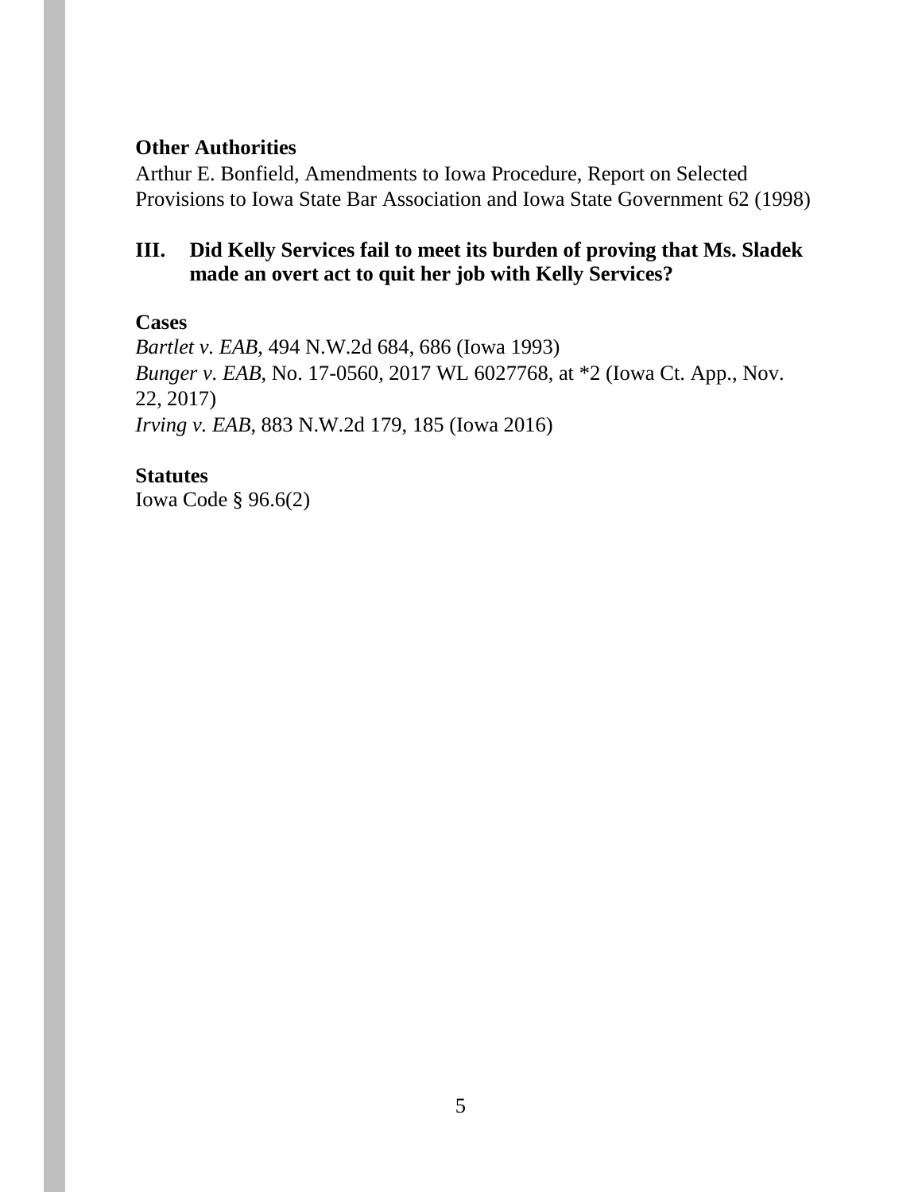**Other Authorities**

Arthur E. Bonfield, Amendments to Iowa Procedure, Report on Selected Provisions to Iowa State Bar Association and Iowa State Government 62 (1998)

**III. Did Kelly Services fail to meet its burden of proving that Ms. Sladek made an overt act to quit her job with Kelly Services?**

**Cases**

*Bartlet v. EAB*, 494 N.W.2d 684, 686 (Iowa 1993)
*Bunger v. EAB*, No. 17-0560, 2017 WL 6027768, at *2 (Iowa Ct. App., Nov. 22, 2017)
*Irving v. EAB*, 883 N.W.2d 179, 185 (Iowa 2016)

**Statutes**

Iowa Code § 96.6(2)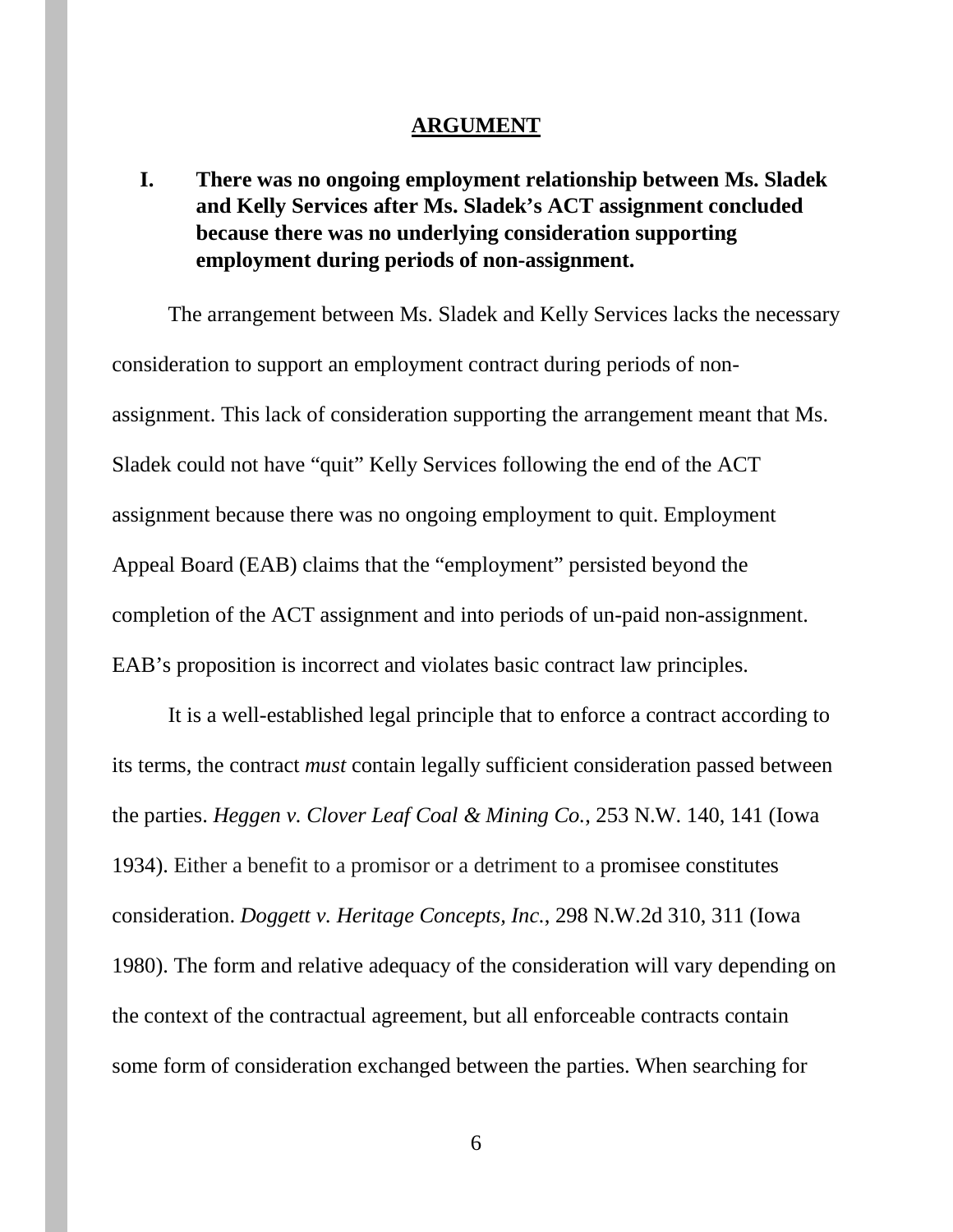## ARGUMENT

### I. There was no ongoing employment relationship between Ms. Sladek and Kelly Services after Ms. Sladek's ACT assignment concluded because there was no underlying consideration supporting employment during periods of non-assignment.

The arrangement between Ms. Sladek and Kelly Services lacks the necessary consideration to support an employment contract during periods of non-assignment. This lack of consideration supporting the arrangement meant that Ms. Sladek could not have "quit" Kelly Services following the end of the ACT assignment because there was no ongoing employment to quit. Employment Appeal Board (EAB) claims that the "employment" persisted beyond the completion of the ACT assignment and into periods of un-paid non-assignment. EAB's proposition is incorrect and violates basic contract law principles.

It is a well-established legal principle that to enforce a contract according to its terms, the contract *must* contain legally sufficient consideration passed between the parties. *Heggen v. Clover Leaf Coal & Mining Co.*, 253 N.W. 140, 141 (Iowa 1934). Either a benefit to a promisor or a detriment to a promisee constitutes consideration. *Doggett v. Heritage Concepts, Inc.*, 298 N.W.2d 310, 311 (Iowa 1980). The form and relative adequacy of the consideration will vary depending on the context of the contractual agreement, but all enforceable contracts contain some form of consideration exchanged between the parties. When searching for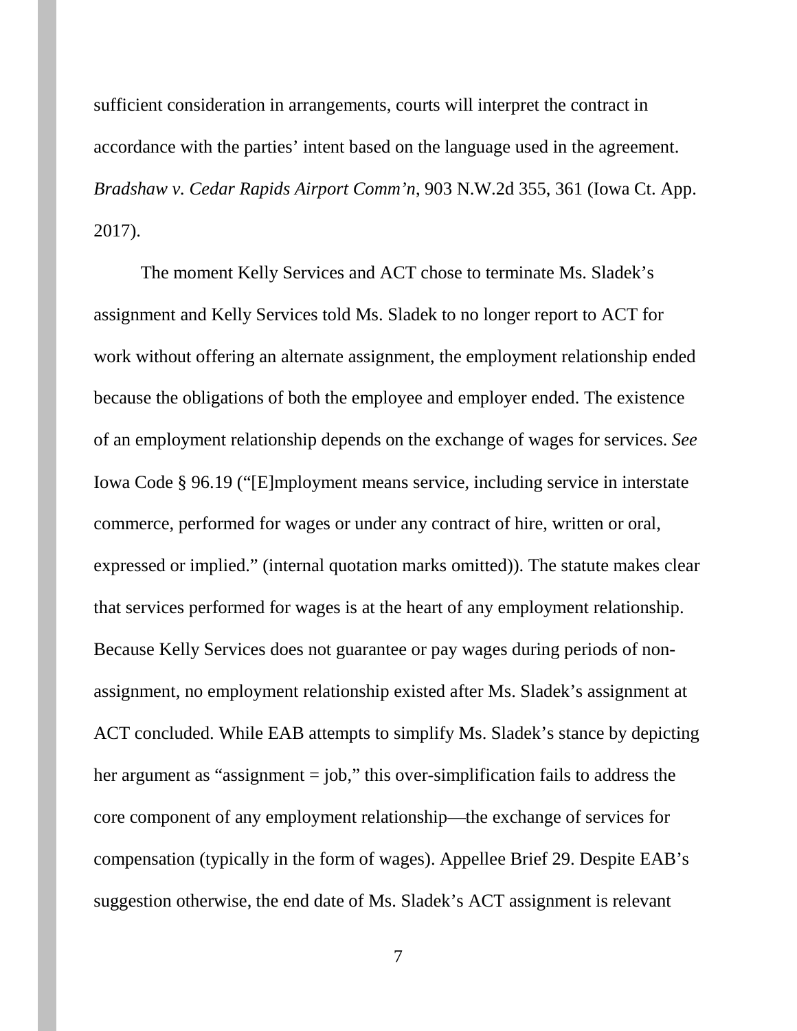sufficient consideration in arrangements, courts will interpret the contract in accordance with the parties' intent based on the language used in the agreement. *Bradshaw v. Cedar Rapids Airport Comm'n*, 903 N.W.2d 355, 361 (Iowa Ct. App. 2017).

The moment Kelly Services and ACT chose to terminate Ms. Sladek's assignment and Kelly Services told Ms. Sladek to no longer report to ACT for work without offering an alternate assignment, the employment relationship ended because the obligations of both the employee and employer ended. The existence of an employment relationship depends on the exchange of wages for services. *See* Iowa Code § 96.19 ("[E]mployment means service, including service in interstate commerce, performed for wages or under any contract of hire, written or oral, expressed or implied." (internal quotation marks omitted)). The statute makes clear that services performed for wages is at the heart of any employment relationship. Because Kelly Services does not guarantee or pay wages during periods of non-assignment, no employment relationship existed after Ms. Sladek's assignment at ACT concluded. While EAB attempts to simplify Ms. Sladek's stance by depicting her argument as "assignment = job," this over-simplification fails to address the core component of any employment relationship—the exchange of services for compensation (typically in the form of wages). Appellee Brief 29. Despite EAB's suggestion otherwise, the end date of Ms. Sladek's ACT assignment is relevant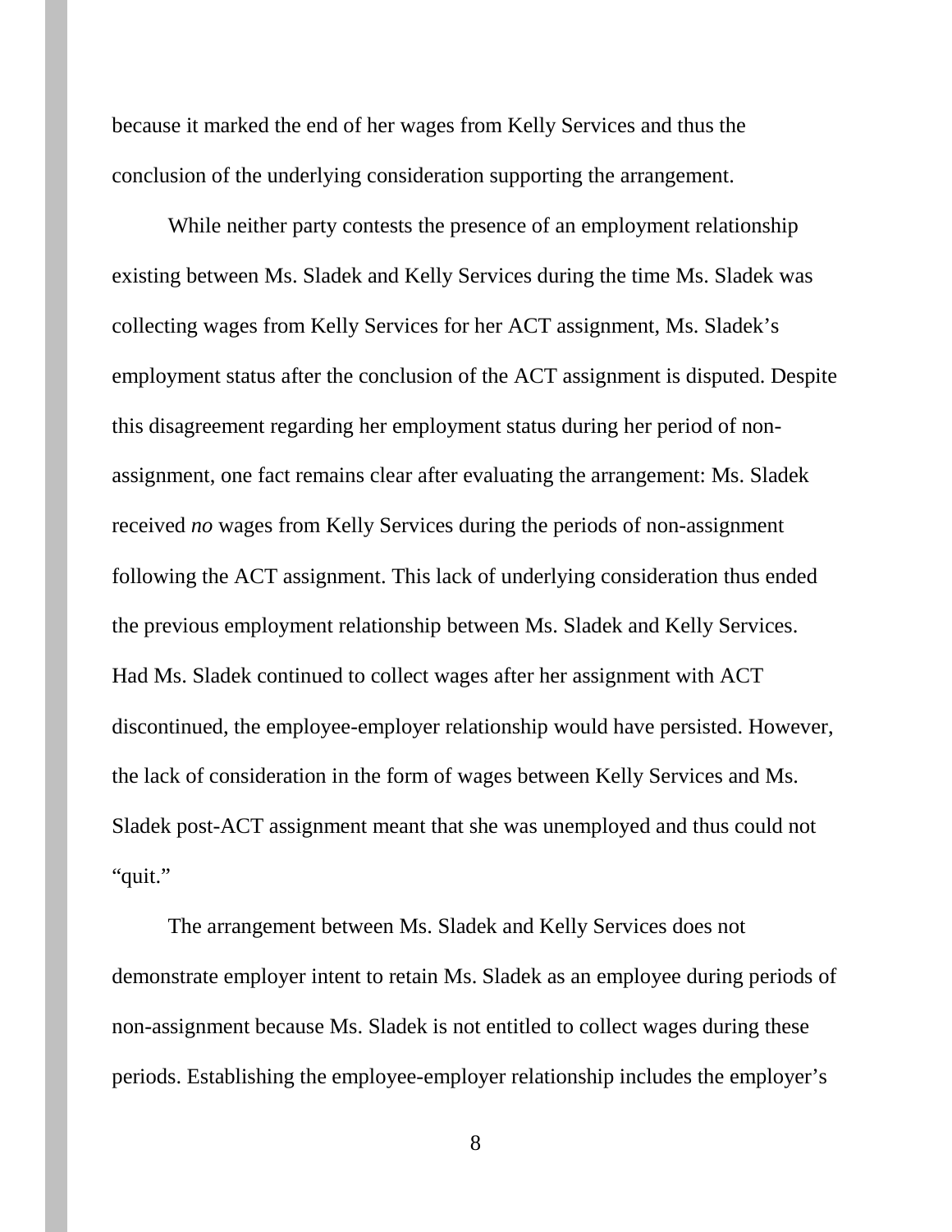because it marked the end of her wages from Kelly Services and thus the conclusion of the underlying consideration supporting the arrangement.

While neither party contests the presence of an employment relationship existing between Ms. Sladek and Kelly Services during the time Ms. Sladek was collecting wages from Kelly Services for her ACT assignment, Ms. Sladek's employment status after the conclusion of the ACT assignment is disputed. Despite this disagreement regarding her employment status during her period of non-assignment, one fact remains clear after evaluating the arrangement: Ms. Sladek received *no* wages from Kelly Services during the periods of non-assignment following the ACT assignment. This lack of underlying consideration thus ended the previous employment relationship between Ms. Sladek and Kelly Services. Had Ms. Sladek continued to collect wages after her assignment with ACT discontinued, the employee-employer relationship would have persisted. However, the lack of consideration in the form of wages between Kelly Services and Ms. Sladek post-ACT assignment meant that she was unemployed and thus could not "quit."

The arrangement between Ms. Sladek and Kelly Services does not demonstrate employer intent to retain Ms. Sladek as an employee during periods of non-assignment because Ms. Sladek is not entitled to collect wages during these periods. Establishing the employee-employer relationship includes the employer's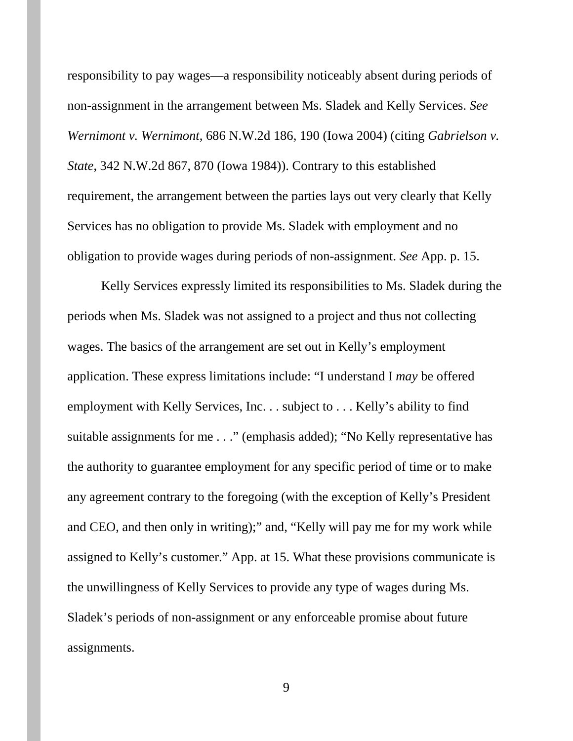responsibility to pay wages—a responsibility noticeably absent during periods of non-assignment in the arrangement between Ms. Sladek and Kelly Services. *See Wernimont v. Wernimont*, 686 N.W.2d 186, 190 (Iowa 2004) (citing *Gabrielson v. State*, 342 N.W.2d 867, 870 (Iowa 1984)). Contrary to this established requirement, the arrangement between the parties lays out very clearly that Kelly Services has no obligation to provide Ms. Sladek with employment and no obligation to provide wages during periods of non-assignment. *See* App. p. 15.

Kelly Services expressly limited its responsibilities to Ms. Sladek during the periods when Ms. Sladek was not assigned to a project and thus not collecting wages. The basics of the arrangement are set out in Kelly's employment application. These express limitations include: "I understand I *may* be offered employment with Kelly Services, Inc. . . subject to . . . Kelly's ability to find suitable assignments for me . . ." (emphasis added); "No Kelly representative has the authority to guarantee employment for any specific period of time or to make any agreement contrary to the foregoing (with the exception of Kelly's President and CEO, and then only in writing);" and, "Kelly will pay me for my work while assigned to Kelly's customer." App. at 15. What these provisions communicate is the unwillingness of Kelly Services to provide any type of wages during Ms. Sladek's periods of non-assignment or any enforceable promise about future assignments.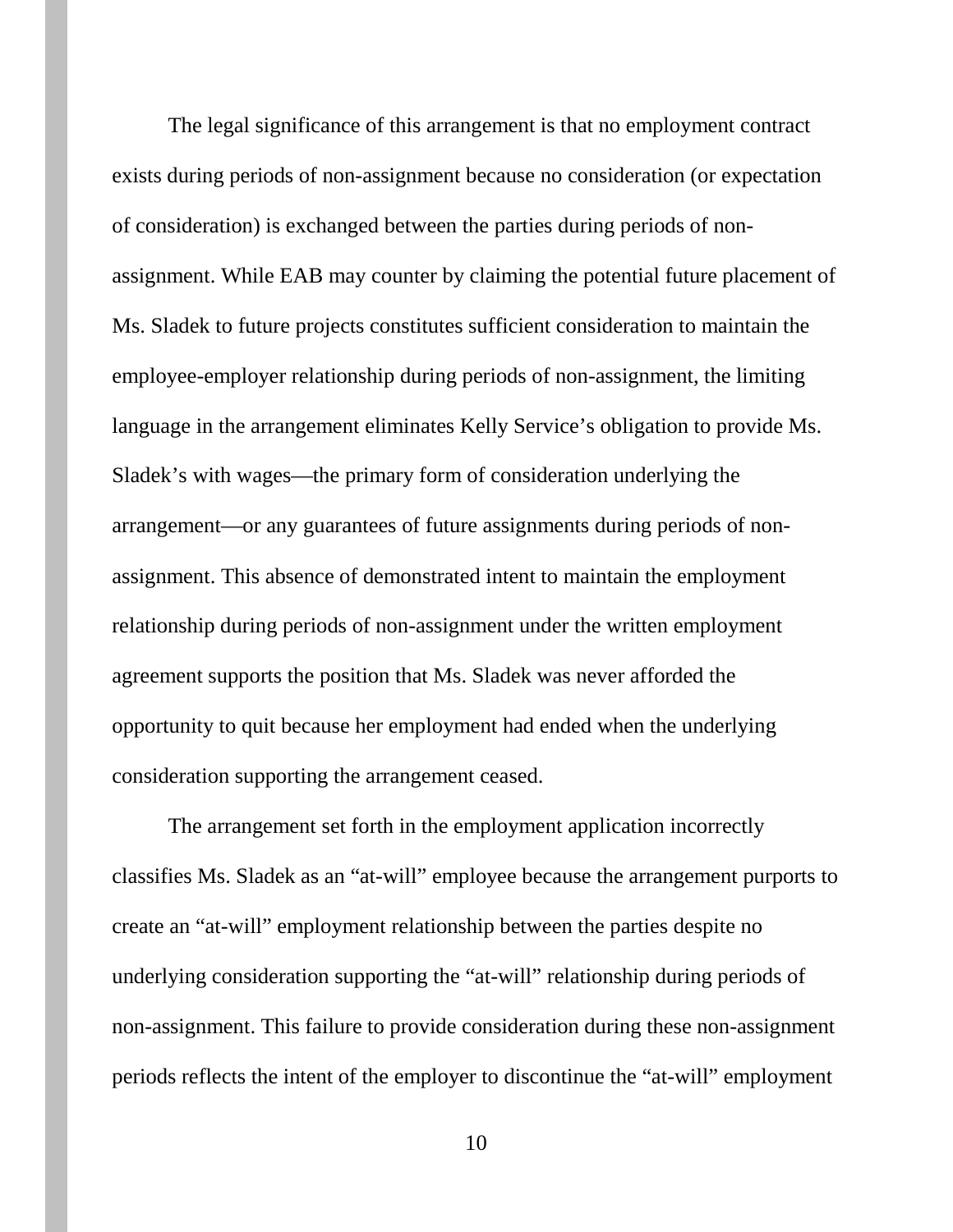The legal significance of this arrangement is that no employment contract exists during periods of non-assignment because no consideration (or expectation of consideration) is exchanged between the parties during periods of non-assignment. While EAB may counter by claiming the potential future placement of Ms. Sladek to future projects constitutes sufficient consideration to maintain the employee-employer relationship during periods of non-assignment, the limiting language in the arrangement eliminates Kelly Service's obligation to provide Ms. Sladek's with wages—the primary form of consideration underlying the arrangement—or any guarantees of future assignments during periods of non-assignment. This absence of demonstrated intent to maintain the employment relationship during periods of non-assignment under the written employment agreement supports the position that Ms. Sladek was never afforded the opportunity to quit because her employment had ended when the underlying consideration supporting the arrangement ceased.

The arrangement set forth in the employment application incorrectly classifies Ms. Sladek as an "at-will" employee because the arrangement purports to create an "at-will" employment relationship between the parties despite no underlying consideration supporting the "at-will" relationship during periods of non-assignment. This failure to provide consideration during these non-assignment periods reflects the intent of the employer to discontinue the "at-will" employment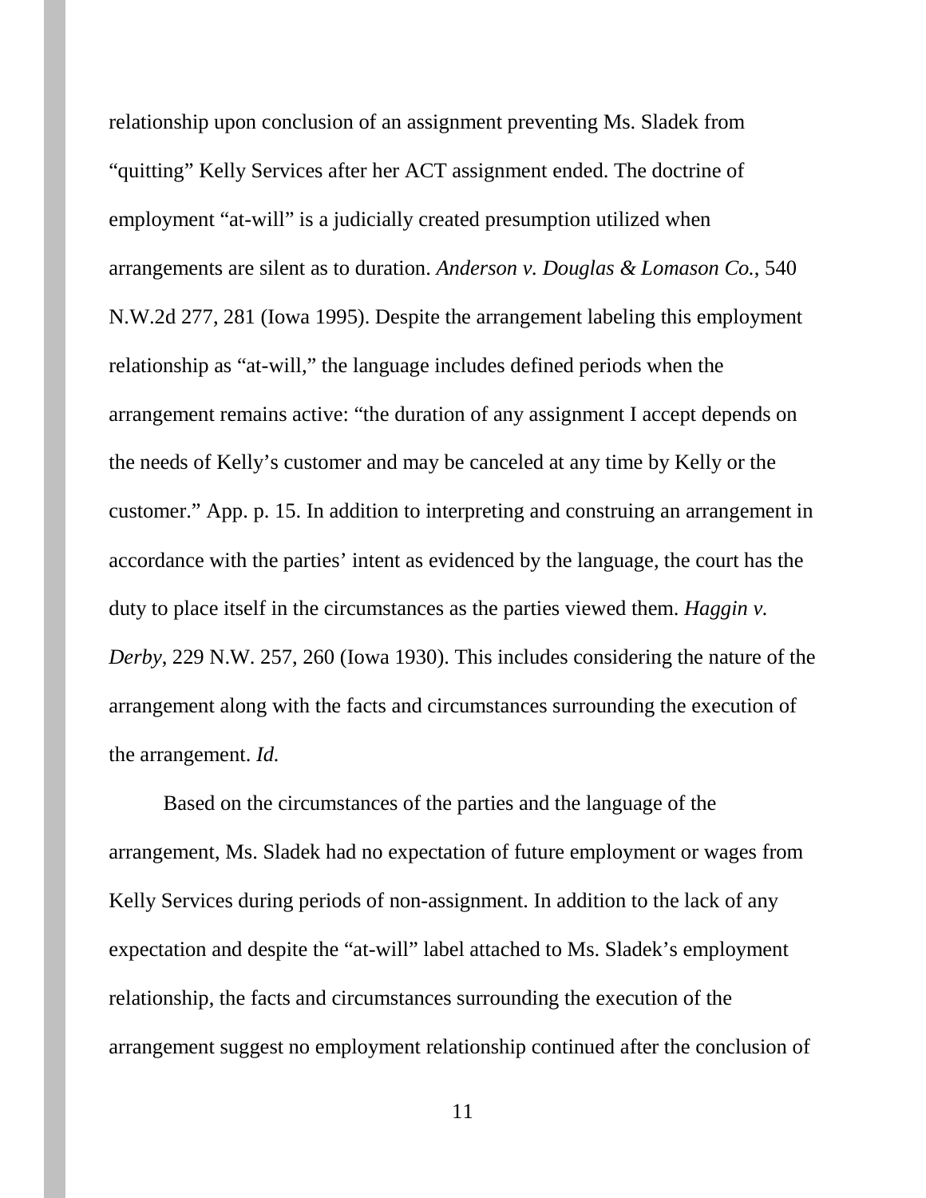relationship upon conclusion of an assignment preventing Ms. Sladek from "quitting" Kelly Services after her ACT assignment ended. The doctrine of employment "at-will" is a judicially created presumption utilized when arrangements are silent as to duration. *Anderson v. Douglas & Lomason Co.*, 540 N.W.2d 277, 281 (Iowa 1995). Despite the arrangement labeling this employment relationship as "at-will," the language includes defined periods when the arrangement remains active: "the duration of any assignment I accept depends on the needs of Kelly's customer and may be canceled at any time by Kelly or the customer." App. p. 15. In addition to interpreting and construing an arrangement in accordance with the parties' intent as evidenced by the language, the court has the duty to place itself in the circumstances as the parties viewed them. *Haggin v. Derby*, 229 N.W. 257, 260 (Iowa 1930). This includes considering the nature of the arrangement along with the facts and circumstances surrounding the execution of the arrangement. *Id.*

Based on the circumstances of the parties and the language of the arrangement, Ms. Sladek had no expectation of future employment or wages from Kelly Services during periods of non-assignment. In addition to the lack of any expectation and despite the "at-will" label attached to Ms. Sladek's employment relationship, the facts and circumstances surrounding the execution of the arrangement suggest no employment relationship continued after the conclusion of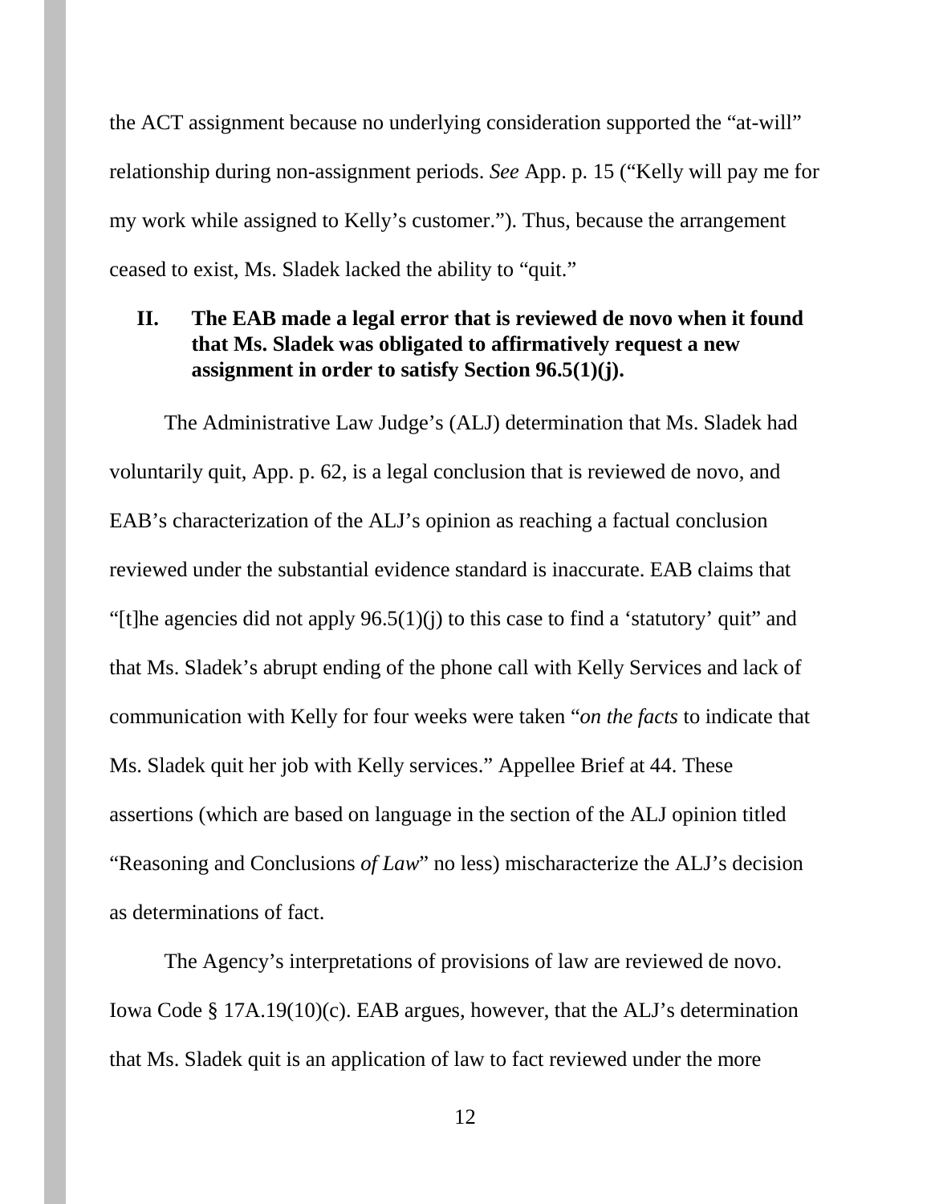the ACT assignment because no underlying consideration supported the "at-will" relationship during non-assignment periods. *See* App. p. 15 ("Kelly will pay me for my work while assigned to Kelly's customer."). Thus, because the arrangement ceased to exist, Ms. Sladek lacked the ability to "quit."

## II. The EAB made a legal error that is reviewed de novo when it found that Ms. Sladek was obligated to affirmatively request a new assignment in order to satisfy Section 96.5(1)(j).

The Administrative Law Judge's (ALJ) determination that Ms. Sladek had voluntarily quit, App. p. 62, is a legal conclusion that is reviewed de novo, and EAB's characterization of the ALJ's opinion as reaching a factual conclusion reviewed under the substantial evidence standard is inaccurate. EAB claims that "[t]he agencies did not apply 96.5(1)(j) to this case to find a 'statutory' quit" and that Ms. Sladek's abrupt ending of the phone call with Kelly Services and lack of communication with Kelly for four weeks were taken "*on the facts* to indicate that Ms. Sladek quit her job with Kelly services." Appellee Brief at 44. These assertions (which are based on language in the section of the ALJ opinion titled "Reasoning and Conclusions *of Law*" no less) mischaracterize the ALJ's decision as determinations of fact.

The Agency's interpretations of provisions of law are reviewed de novo. Iowa Code § 17A.19(10)(c). EAB argues, however, that the ALJ's determination that Ms. Sladek quit is an application of law to fact reviewed under the more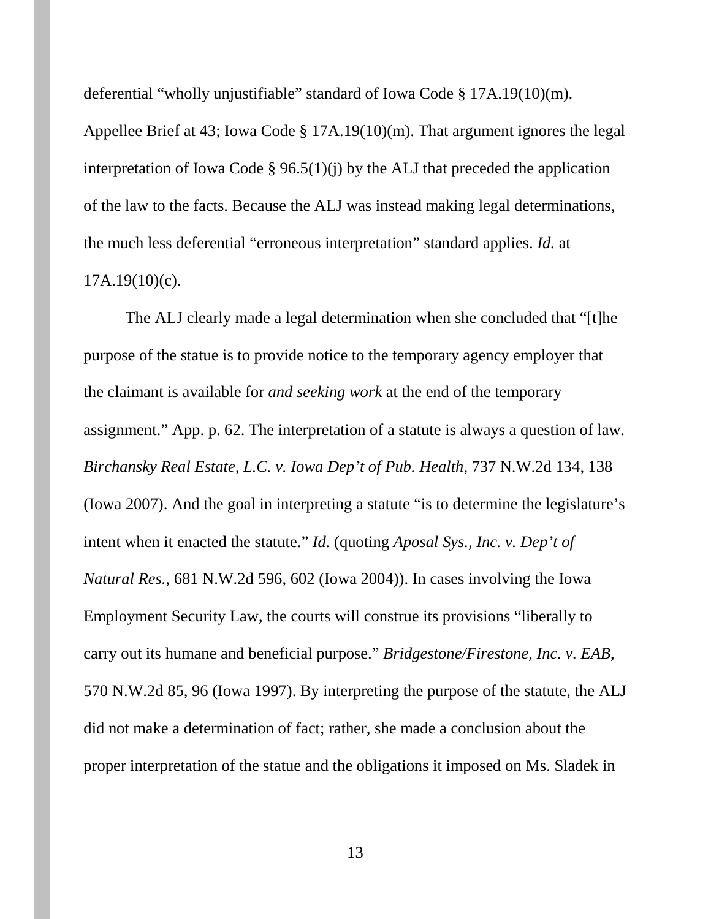deferential "wholly unjustifiable" standard of Iowa Code § 17A.19(10)(m). Appellee Brief at 43; Iowa Code § 17A.19(10)(m). That argument ignores the legal interpretation of Iowa Code § 96.5(1)(j) by the ALJ that preceded the application of the law to the facts. Because the ALJ was instead making legal determinations, the much less deferential "erroneous interpretation" standard applies. *Id.* at 17A.19(10)(c).

The ALJ clearly made a legal determination when she concluded that "[t]he purpose of the statue is to provide notice to the temporary agency employer that the claimant is available for *and seeking work* at the end of the temporary assignment." App. p. 62. The interpretation of a statute is always a question of law. *Birchansky Real Estate, L.C. v. Iowa Dep't of Pub. Health*, 737 N.W.2d 134, 138 (Iowa 2007). And the goal in interpreting a statute "is to determine the legislature's intent when it enacted the statute." *Id.* (quoting *Aposal Sys., Inc. v. Dep't of Natural Res.*, 681 N.W.2d 596, 602 (Iowa 2004)). In cases involving the Iowa Employment Security Law, the courts will construe its provisions "liberally to carry out its humane and beneficial purpose." *Bridgestone/Firestone, Inc. v. EAB*, 570 N.W.2d 85, 96 (Iowa 1997). By interpreting the purpose of the statute, the ALJ did not make a determination of fact; rather, she made a conclusion about the proper interpretation of the statue and the obligations it imposed on Ms. Sladek in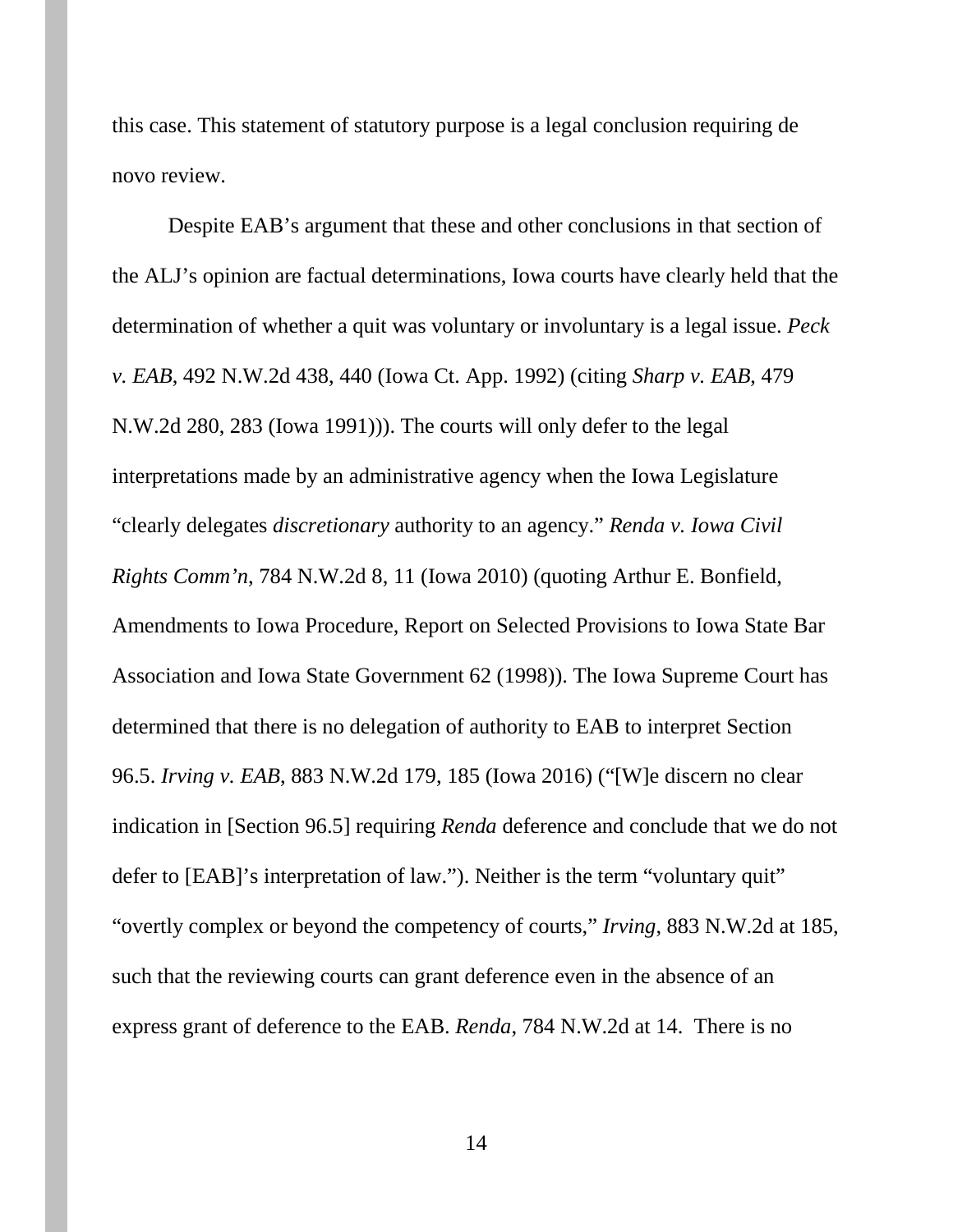this case. This statement of statutory purpose is a legal conclusion requiring de novo review.

Despite EAB's argument that these and other conclusions in that section of the ALJ's opinion are factual determinations, Iowa courts have clearly held that the determination of whether a quit was voluntary or involuntary is a legal issue. *Peck v. EAB*, 492 N.W.2d 438, 440 (Iowa Ct. App. 1992) (citing *Sharp v. EAB*, 479 N.W.2d 280, 283 (Iowa 1991))). The courts will only defer to the legal interpretations made by an administrative agency when the Iowa Legislature "clearly delegates *discretionary* authority to an agency." *Renda v. Iowa Civil Rights Comm'n*, 784 N.W.2d 8, 11 (Iowa 2010) (quoting Arthur E. Bonfield, Amendments to Iowa Procedure, Report on Selected Provisions to Iowa State Bar Association and Iowa State Government 62 (1998)). The Iowa Supreme Court has determined that there is no delegation of authority to EAB to interpret Section 96.5. *Irving v. EAB*, 883 N.W.2d 179, 185 (Iowa 2016) ("[W]e discern no clear indication in [Section 96.5] requiring *Renda* deference and conclude that we do not defer to [EAB]'s interpretation of law."). Neither is the term "voluntary quit" "overtly complex or beyond the competency of courts," *Irving*, 883 N.W.2d at 185, such that the reviewing courts can grant deference even in the absence of an express grant of deference to the EAB. *Renda*, 784 N.W.2d at 14. There is no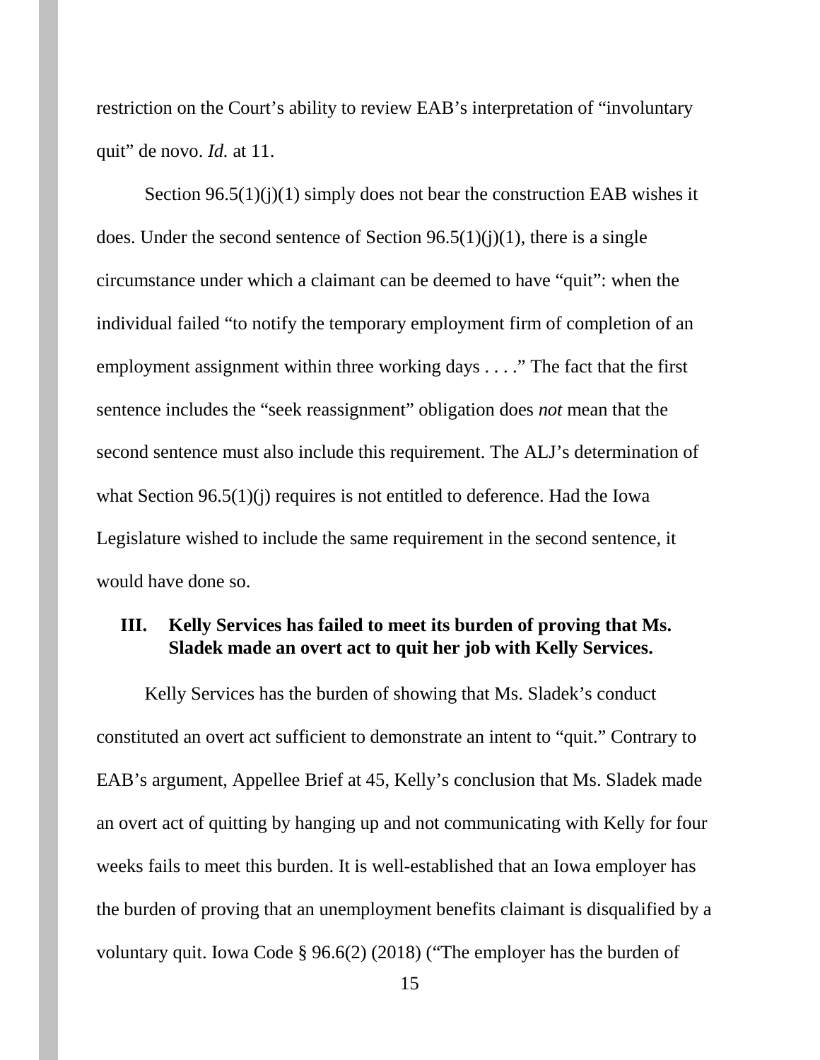restriction on the Court's ability to review EAB's interpretation of "involuntary quit" de novo. *Id.* at 11.

Section 96.5(1)(j)(1) simply does not bear the construction EAB wishes it does. Under the second sentence of Section 96.5(1)(j)(1), there is a single circumstance under which a claimant can be deemed to have "quit": when the individual failed "to notify the temporary employment firm of completion of an employment assignment within three working days . . . ." The fact that the first sentence includes the "seek reassignment" obligation does *not* mean that the second sentence must also include this requirement. The ALJ's determination of what Section 96.5(1)(j) requires is not entitled to deference. Had the Iowa Legislature wished to include the same requirement in the second sentence, it would have done so.

### III. Kelly Services has failed to meet its burden of proving that Ms. Sladek made an overt act to quit her job with Kelly Services.

Kelly Services has the burden of showing that Ms. Sladek's conduct constituted an overt act sufficient to demonstrate an intent to "quit." Contrary to EAB's argument, Appellee Brief at 45, Kelly's conclusion that Ms. Sladek made an overt act of quitting by hanging up and not communicating with Kelly for four weeks fails to meet this burden. It is well-established that an Iowa employer has the burden of proving that an unemployment benefits claimant is disqualified by a voluntary quit. Iowa Code § 96.6(2) (2018) ("The employer has the burden of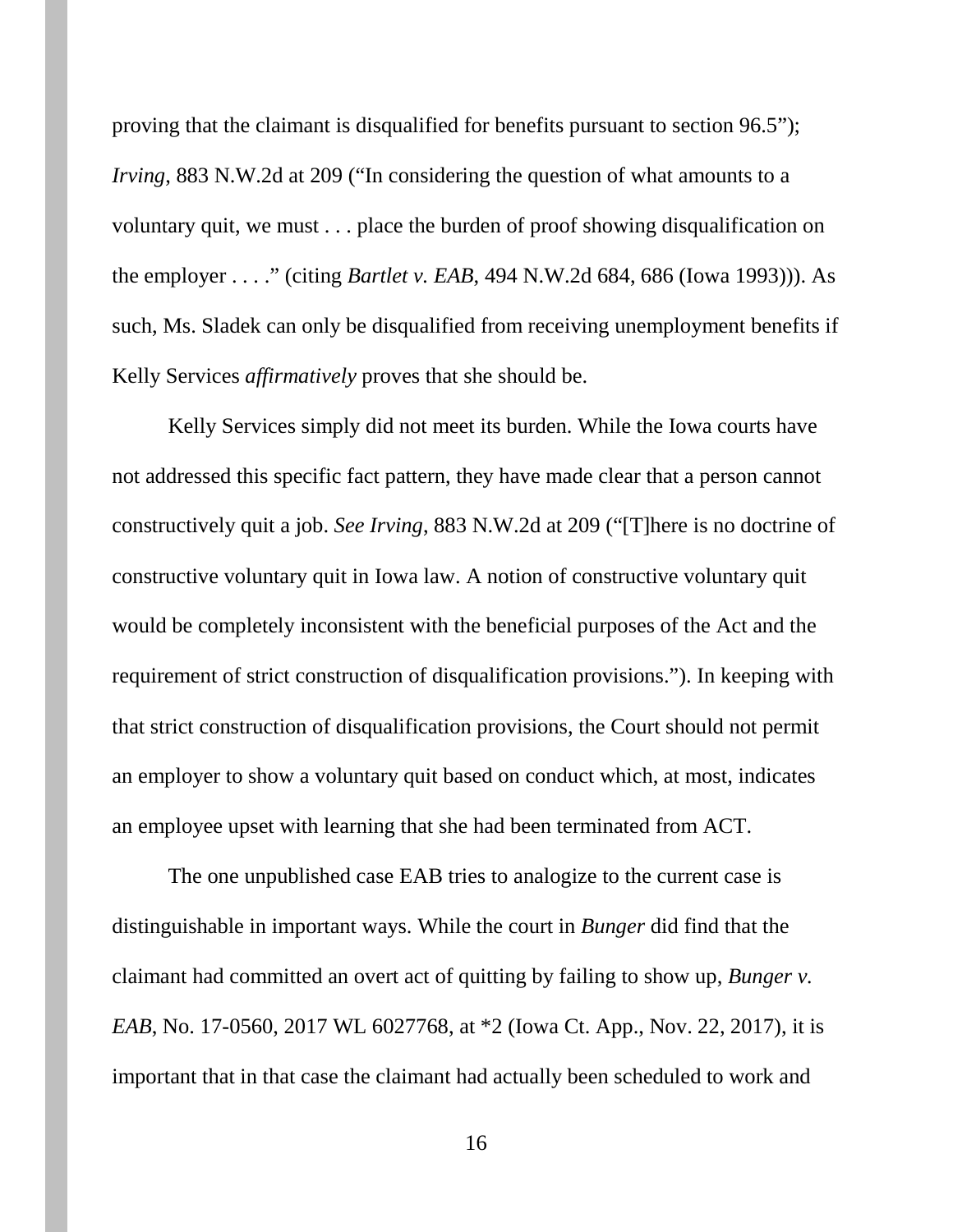proving that the claimant is disqualified for benefits pursuant to section 96.5"); *Irving*, 883 N.W.2d at 209 ("In considering the question of what amounts to a voluntary quit, we must . . . place the burden of proof showing disqualification on the employer . . . ." (citing *Bartlet v. EAB*, 494 N.W.2d 684, 686 (Iowa 1993))). As such, Ms. Sladek can only be disqualified from receiving unemployment benefits if Kelly Services *affirmatively* proves that she should be.

Kelly Services simply did not meet its burden. While the Iowa courts have not addressed this specific fact pattern, they have made clear that a person cannot constructively quit a job. *See Irving*, 883 N.W.2d at 209 ("[T]here is no doctrine of constructive voluntary quit in Iowa law. A notion of constructive voluntary quit would be completely inconsistent with the beneficial purposes of the Act and the requirement of strict construction of disqualification provisions."). In keeping with that strict construction of disqualification provisions, the Court should not permit an employer to show a voluntary quit based on conduct which, at most, indicates an employee upset with learning that she had been terminated from ACT.

The one unpublished case EAB tries to analogize to the current case is distinguishable in important ways. While the court in *Bunger* did find that the claimant had committed an overt act of quitting by failing to show up, *Bunger v. EAB*, No. 17-0560, 2017 WL 6027768, at *2 (Iowa Ct. App., Nov. 22, 2017), it is important that in that case the claimant had actually been scheduled to work and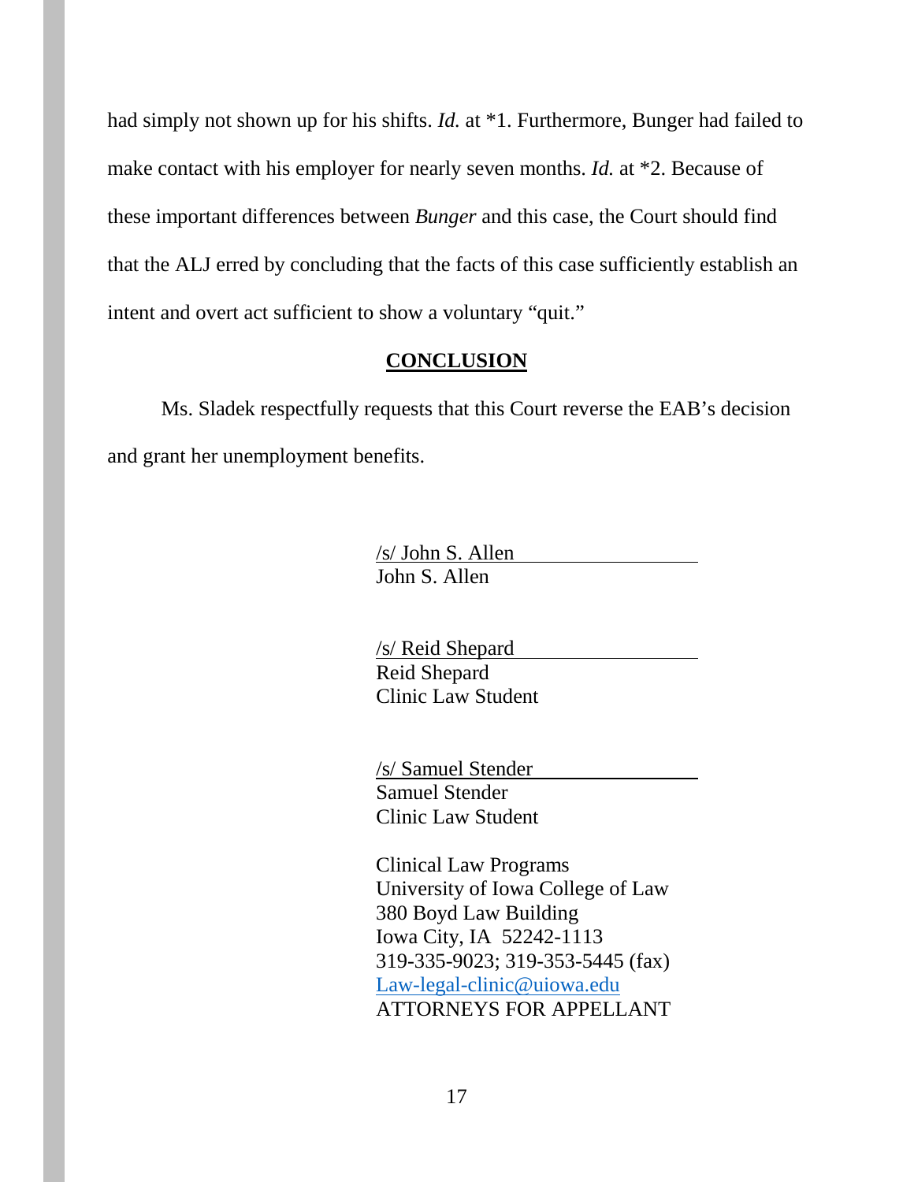had simply not shown up for his shifts. *Id.* at *1. Furthermore, Bunger had failed to make contact with his employer for nearly seven months. *Id.* at *2. Because of these important differences between *Bunger* and this case, the Court should find that the ALJ erred by concluding that the facts of this case sufficiently establish an intent and overt act sufficient to show a voluntary "quit."

## CONCLUSION

Ms. Sladek respectfully requests that this Court reverse the EAB's decision and grant her unemployment benefits.

/s/ John S. Allen
John S. Allen

/s/ Reid Shepard
Reid Shepard
Clinic Law Student

/s/ Samuel Stender
Samuel Stender
Clinic Law Student

Clinical Law Programs
University of Iowa College of Law
380 Boyd Law Building
Iowa City, IA 52242-1113
319-335-9023; 319-353-5445 (fax)
Law-legal-clinic@uiowa.edu
ATTORNEYS FOR APPELLANT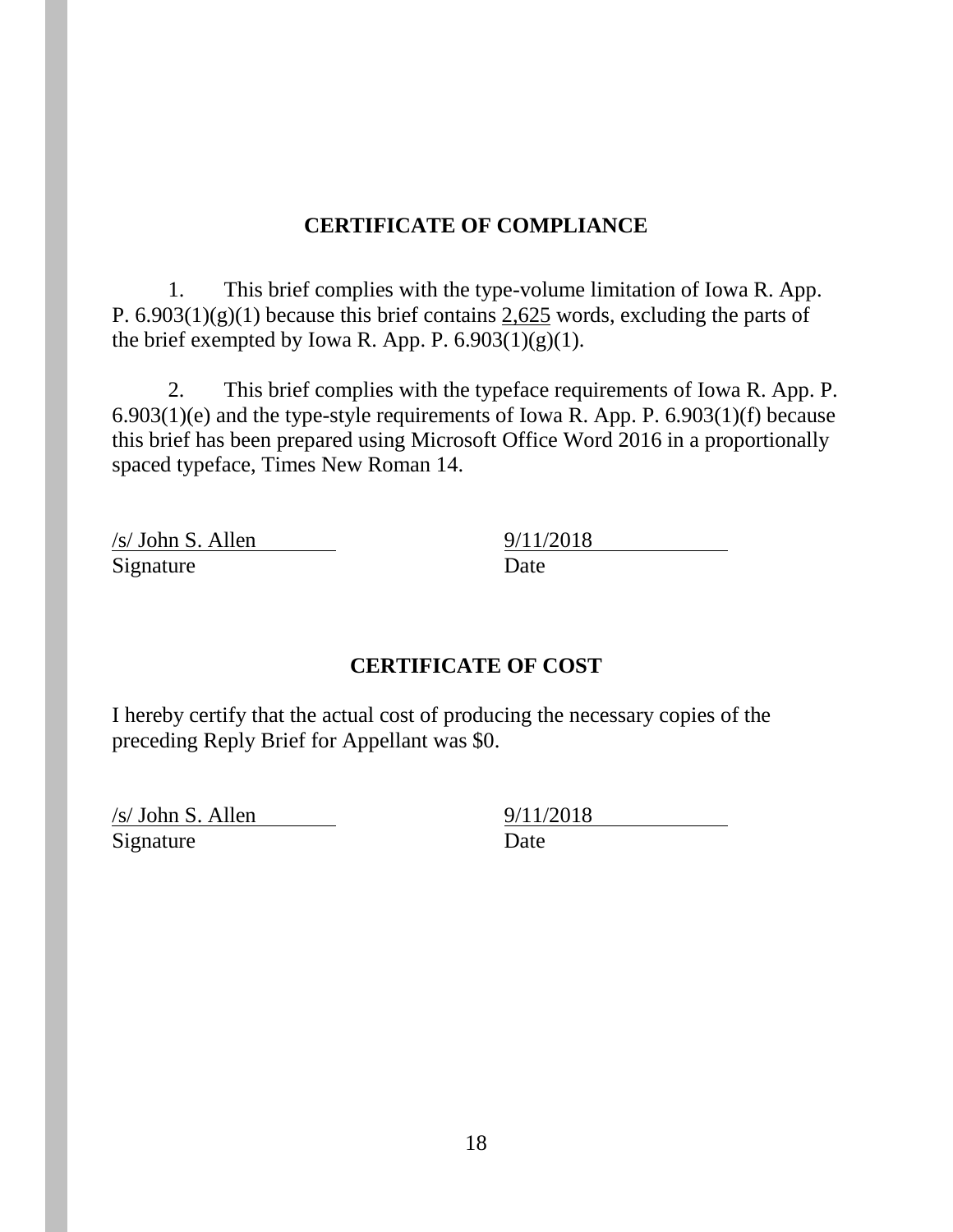## CERTIFICATE OF COMPLIANCE

1. This brief complies with the type-volume limitation of Iowa R. App. P. 6.903(1)(g)(1) because this brief contains 2,625 words, excluding the parts of the brief exempted by Iowa R. App. P. 6.903(1)(g)(1).

2. This brief complies with the typeface requirements of Iowa R. App. P. 6.903(1)(e) and the type-style requirements of Iowa R. App. P. 6.903(1)(f) because this brief has been prepared using Microsoft Office Word 2016 in a proportionally spaced typeface, Times New Roman 14.

| | |
|---|---|
| /s/ John S. Allen | 9/11/2018 |
| Signature | Date |

## CERTIFICATE OF COST

I hereby certify that the actual cost of producing the necessary copies of the preceding Reply Brief for Appellant was $0.

| | |
|---|---|
| /s/ John S. Allen | 9/11/2018 |
| Signature | Date |